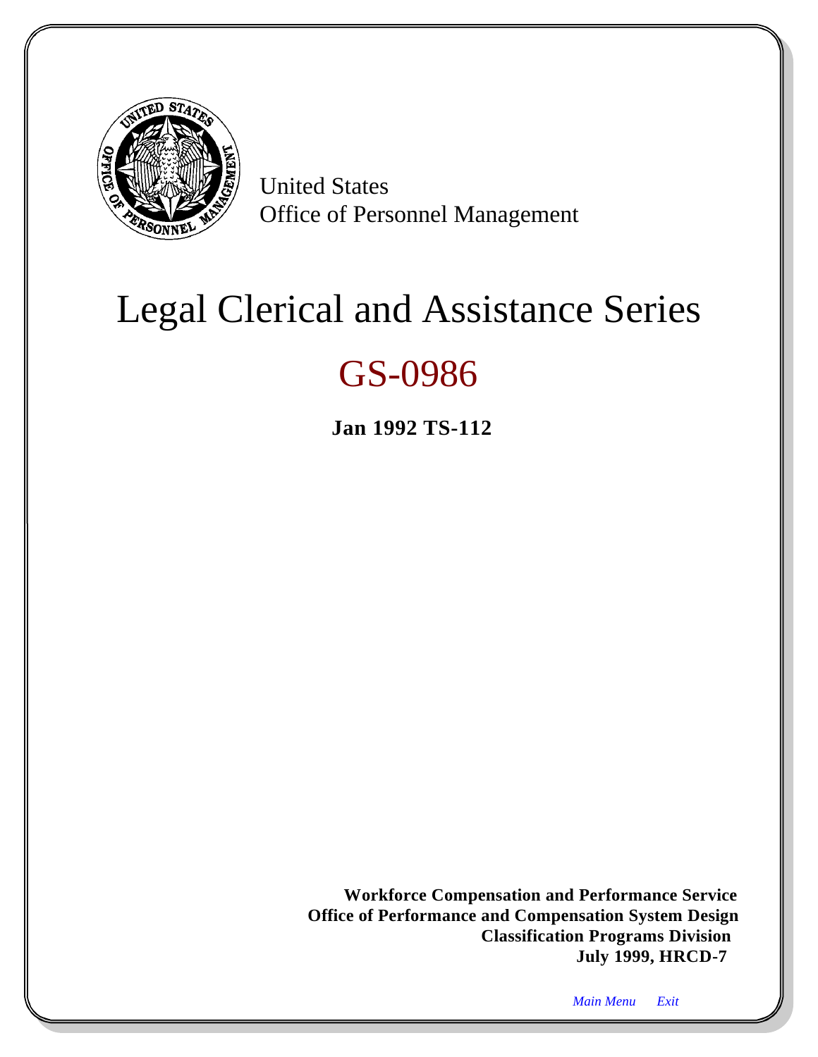United States
Office of Personnel Management

# Legal Clerical and Assistance Series

# GS-0986

**Jan 1992 TS-112**

**Workforce Compensation and Performance Service**
**Office of Performance and Compensation System Design**
**Classification Programs Division**
**July 1999, HRCD-7**

*Main Menu* *Exit*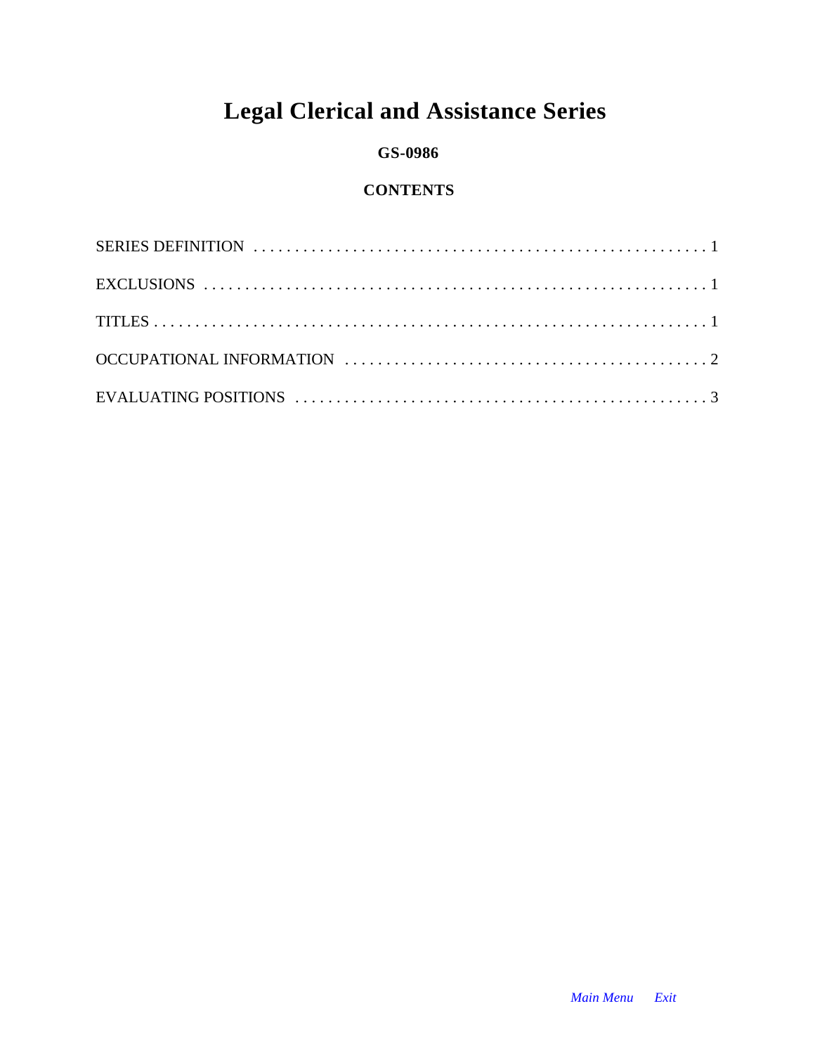# Legal Clerical and Assistance Series

**GS-0986**

**CONTENTS**

SERIES DEFINITION . . . . . . . . . . . . . . . . . . . . . . . . . . . . . . . . . . . . . . . . . . . . . . . . . . . . . . 1

EXCLUSIONS . . . . . . . . . . . . . . . . . . . . . . . . . . . . . . . . . . . . . . . . . . . . . . . . . . . . . . . . . . . 1

TITLES . . . . . . . . . . . . . . . . . . . . . . . . . . . . . . . . . . . . . . . . . . . . . . . . . . . . . . . . . . . . . . . 1

OCCUPATIONAL INFORMATION . . . . . . . . . . . . . . . . . . . . . . . . . . . . . . . . . . . . . . . . . . . 2

EVALUATING POSITIONS . . . . . . . . . . . . . . . . . . . . . . . . . . . . . . . . . . . . . . . . . . . . . . . . 3

*Main Menu* *Exit*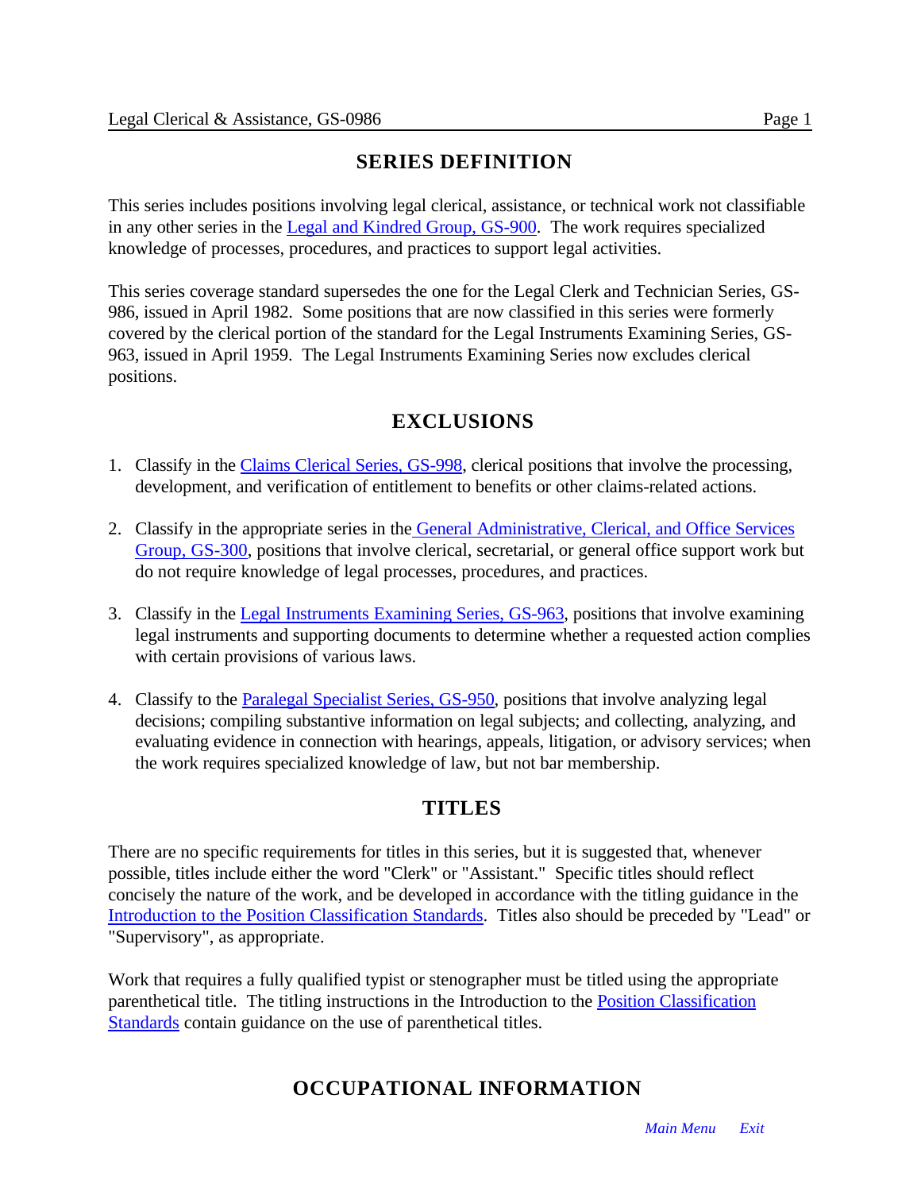## SERIES DEFINITION

This series includes positions involving legal clerical, assistance, or technical work not classifiable in any other series in the Legal and Kindred Group, GS-900. The work requires specialized knowledge of processes, procedures, and practices to support legal activities.

This series coverage standard supersedes the one for the Legal Clerk and Technician Series, GS-986, issued in April 1982. Some positions that are now classified in this series were formerly covered by the clerical portion of the standard for the Legal Instruments Examining Series, GS-963, issued in April 1959. The Legal Instruments Examining Series now excludes clerical positions.

## EXCLUSIONS

1. Classify in the Claims Clerical Series, GS-998, clerical positions that involve the processing, development, and verification of entitlement to benefits or other claims-related actions.

2. Classify in the appropriate series in the General Administrative, Clerical, and Office Services Group, GS-300, positions that involve clerical, secretarial, or general office support work but do not require knowledge of legal processes, procedures, and practices.

3. Classify in the Legal Instruments Examining Series, GS-963, positions that involve examining legal instruments and supporting documents to determine whether a requested action complies with certain provisions of various laws.

4. Classify to the Paralegal Specialist Series, GS-950, positions that involve analyzing legal decisions; compiling substantive information on legal subjects; and collecting, analyzing, and evaluating evidence in connection with hearings, appeals, litigation, or advisory services; when the work requires specialized knowledge of law, but not bar membership.

## TITLES

There are no specific requirements for titles in this series, but it is suggested that, whenever possible, titles include either the word "Clerk" or "Assistant." Specific titles should reflect concisely the nature of the work, and be developed in accordance with the titling guidance in the Introduction to the Position Classification Standards. Titles also should be preceded by "Lead" or "Supervisory", as appropriate.

Work that requires a fully qualified typist or stenographer must be titled using the appropriate parenthetical title. The titling instructions in the Introduction to the Position Classification Standards contain guidance on the use of parenthetical titles.

## OCCUPATIONAL INFORMATION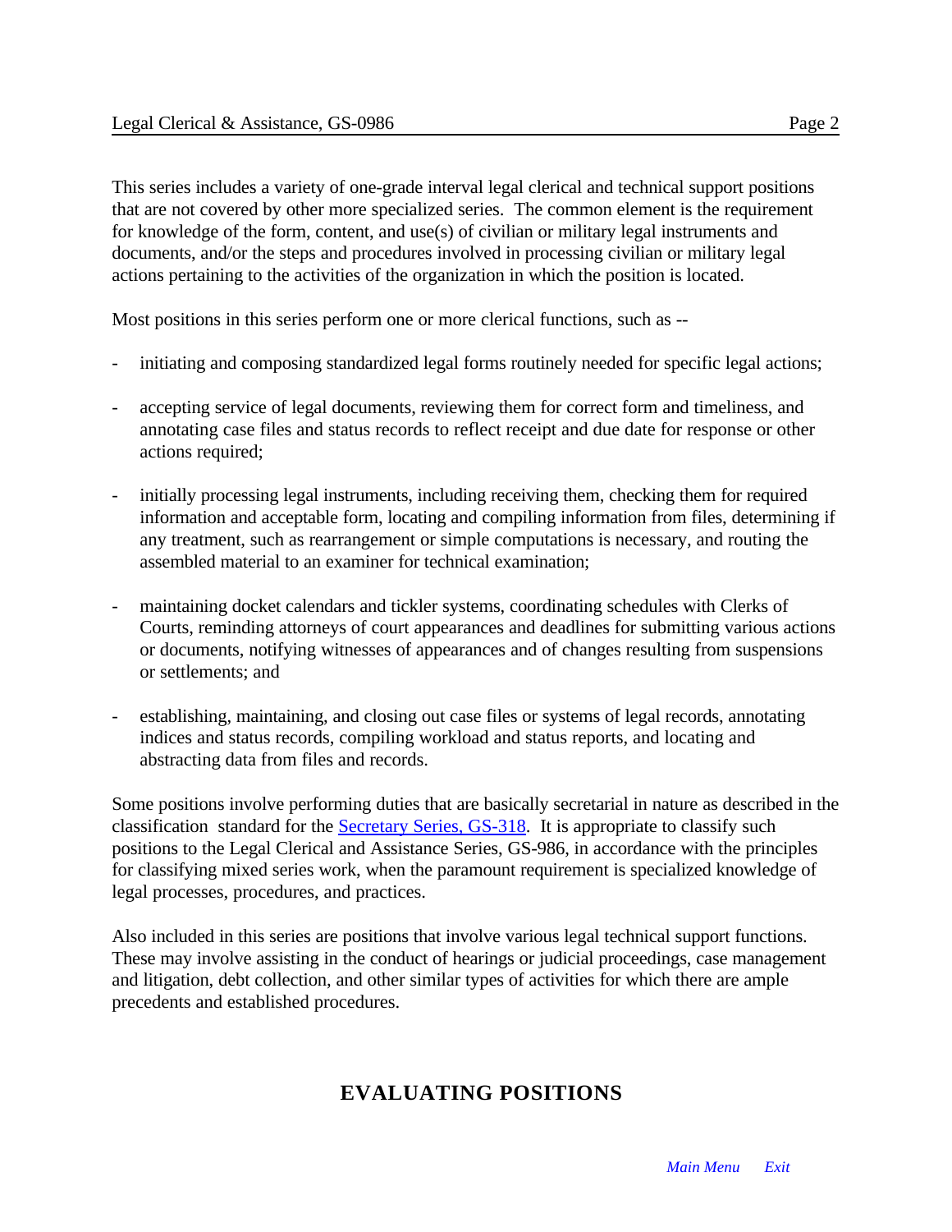This series includes a variety of one-grade interval legal clerical and technical support positions that are not covered by other more specialized series. The common element is the requirement for knowledge of the form, content, and use(s) of civilian or military legal instruments and documents, and/or the steps and procedures involved in processing civilian or military legal actions pertaining to the activities of the organization in which the position is located.

Most positions in this series perform one or more clerical functions, such as --

- initiating and composing standardized legal forms routinely needed for specific legal actions;

- accepting service of legal documents, reviewing them for correct form and timeliness, and annotating case files and status records to reflect receipt and due date for response or other actions required;

- initially processing legal instruments, including receiving them, checking them for required information and acceptable form, locating and compiling information from files, determining if any treatment, such as rearrangement or simple computations is necessary, and routing the assembled material to an examiner for technical examination;

- maintaining docket calendars and tickler systems, coordinating schedules with Clerks of Courts, reminding attorneys of court appearances and deadlines for submitting various actions or documents, notifying witnesses of appearances and of changes resulting from suspensions or settlements; and

- establishing, maintaining, and closing out case files or systems of legal records, annotating indices and status records, compiling workload and status reports, and locating and abstracting data from files and records.

Some positions involve performing duties that are basically secretarial in nature as described in the classification standard for the Secretary Series, GS-318. It is appropriate to classify such positions to the Legal Clerical and Assistance Series, GS-986, in accordance with the principles for classifying mixed series work, when the paramount requirement is specialized knowledge of legal processes, procedures, and practices.

Also included in this series are positions that involve various legal technical support functions. These may involve assisting in the conduct of hearings or judicial proceedings, case management and litigation, debt collection, and other similar types of activities for which there are ample precedents and established procedures.

## EVALUATING POSITIONS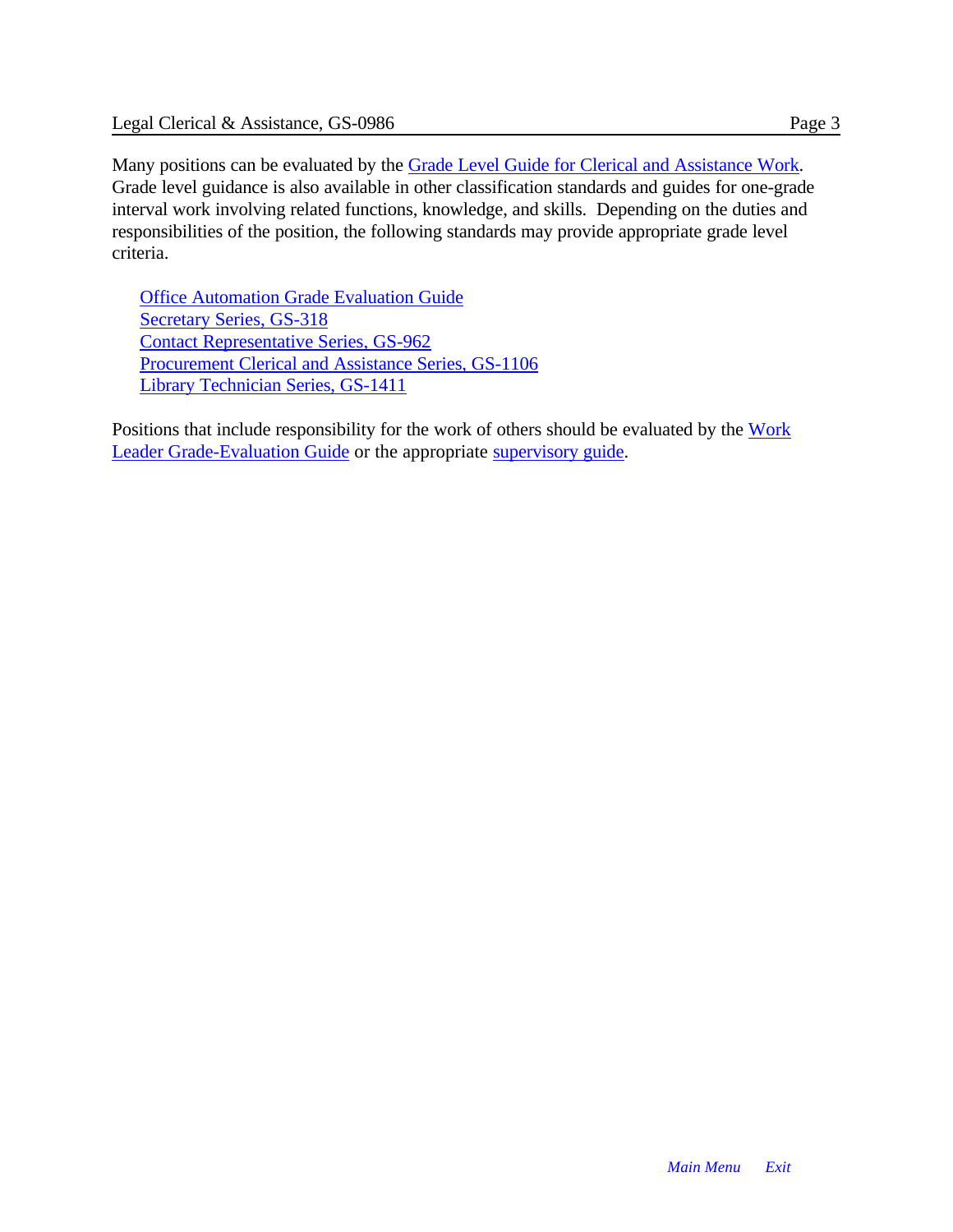Many positions can be evaluated by the Grade Level Guide for Clerical and Assistance Work. Grade level guidance is also available in other classification standards and guides for one-grade interval work involving related functions, knowledge, and skills. Depending on the duties and responsibilities of the position, the following standards may provide appropriate grade level criteria.

- Office Automation Grade Evaluation Guide
- Secretary Series, GS-318
- Contact Representative Series, GS-962
- Procurement Clerical and Assistance Series, GS-1106
- Library Technician Series, GS-1411

Positions that include responsibility for the work of others should be evaluated by the Work Leader Grade-Evaluation Guide or the appropriate supervisory guide.